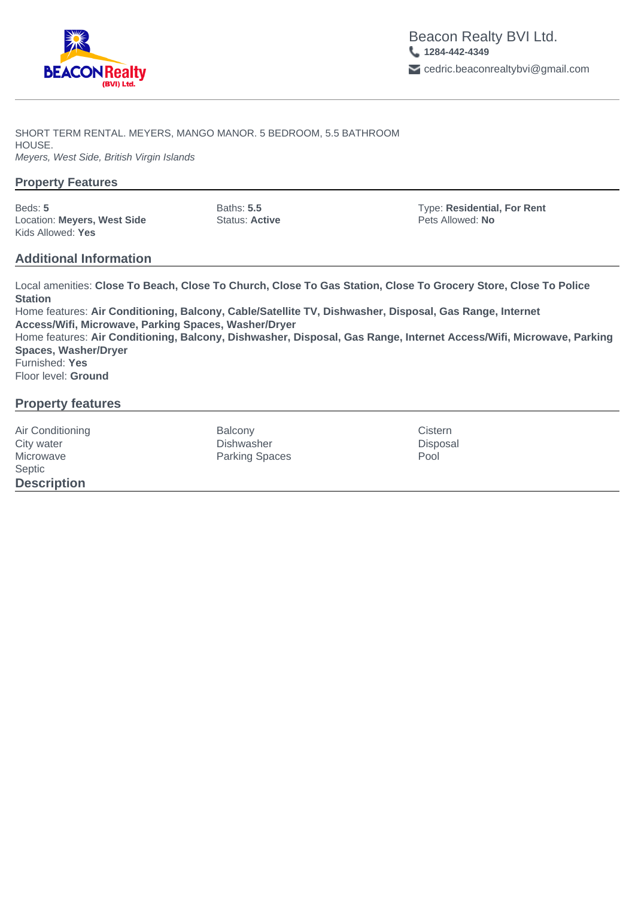Beacon Realty BVI Ltd.
1284-442-4349
cedric.beaconrealtybvi@gmail.com

SHORT TERM RENTAL. MEYERS, MANGO MANOR. 5 BEDROOM, 5.5 BATHROOM HOUSE.
*Meyers, West Side, British Virgin Islands*

## Property Features

Beds: **5**
Location: **Meyers, West Side**
Kids Allowed: **Yes**
Baths: **5.5**
Status: **Active**
Type: **Residential, For Rent**
Pets Allowed: **No**

## Additional Information

Local amenities: **Close To Beach, Close To Church, Close To Gas Station, Close To Grocery Store, Close To Police Station**
Home features: **Air Conditioning, Balcony, Cable/Satellite TV, Dishwasher, Disposal, Gas Range, Internet Access/Wifi, Microwave, Parking Spaces, Washer/Dryer**
Home features: **Air Conditioning, Balcony, Dishwasher, Disposal, Gas Range, Internet Access/Wifi, Microwave, Parking Spaces, Washer/Dryer**
Furnished: **Yes**
Floor level: **Ground**

## Property features

- Air Conditioning
- Balcony
- Cistern
- City water
- Dishwasher
- Disposal
- Microwave
- Parking Spaces
- Pool
- Septic

## Description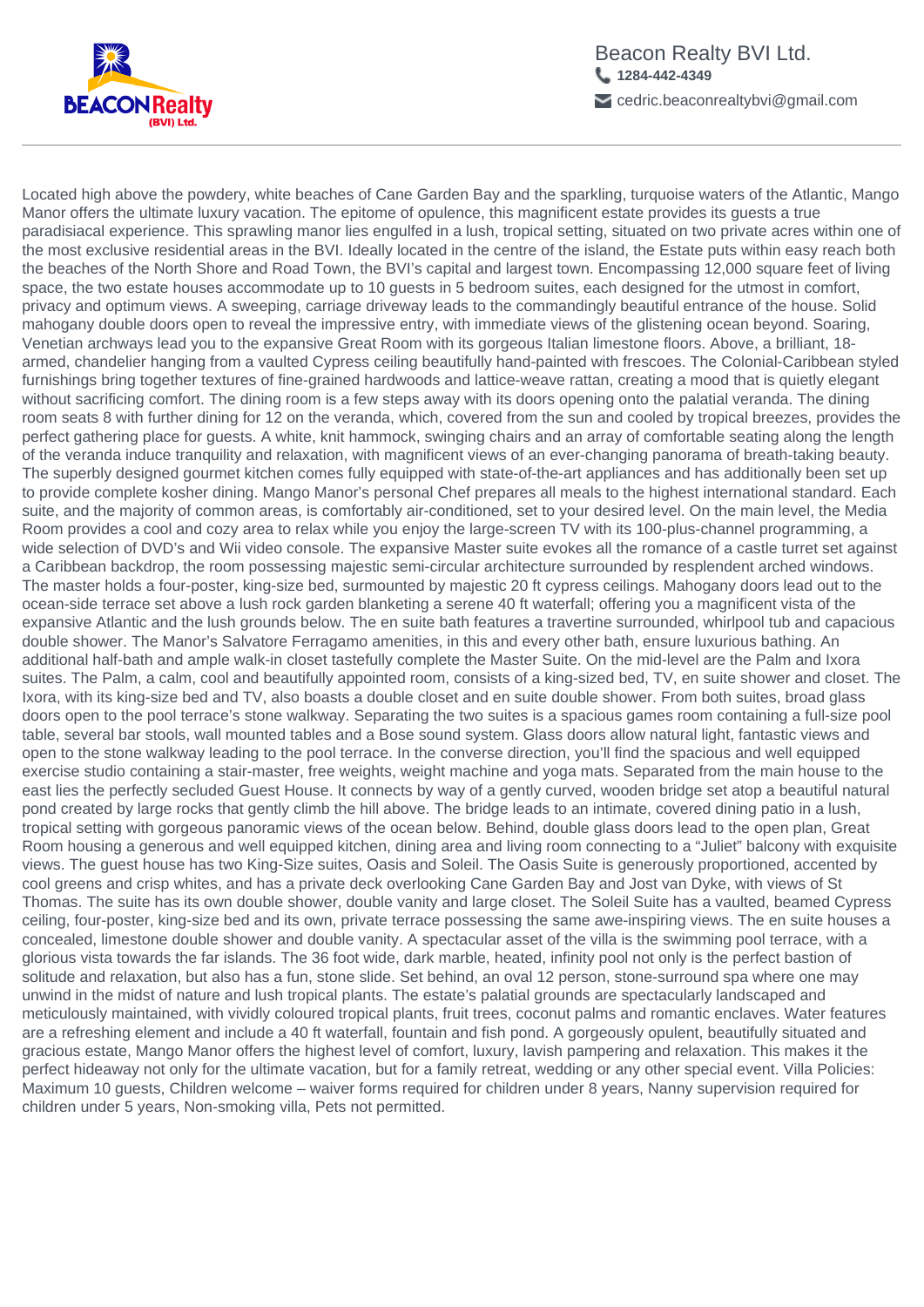Located high above the powdery, white beaches of Cane Garden Bay and the sparkling, turquoise waters of the Atlantic, Mango Manor offers the ultimate luxury vacation. The epitome of opulence, this magnificent estate provides its guests a true paradisiacal experience. This sprawling manor lies engulfed in a lush, tropical setting, situated on two private acres within one of the most exclusive residential areas in the BVI. Ideally located in the centre of the island, the Estate puts within easy reach both the beaches of the North Shore and Road Town, the BVI's capital and largest town. Encompassing 12,000 square feet of living space, the two estate houses accommodate up to 10 guests in 5 bedroom suites, each designed for the utmost in comfort, privacy and optimum views. A sweeping, carriage driveway leads to the commandingly beautiful entrance of the house. Solid mahogany double doors open to reveal the impressive entry, with immediate views of the glistening ocean beyond. Soaring, Venetian archways lead you to the expansive Great Room with its gorgeous Italian limestone floors. Above, a brilliant, 18-armed, chandelier hanging from a vaulted Cypress ceiling beautifully hand-painted with frescoes. The Colonial-Caribbean styled furnishings bring together textures of fine-grained hardwoods and lattice-weave rattan, creating a mood that is quietly elegant without sacrificing comfort. The dining room is a few steps away with its doors opening onto the palatial veranda. The dining room seats 8 with further dining for 12 on the veranda, which, covered from the sun and cooled by tropical breezes, provides the perfect gathering place for guests. A white, knit hammock, swinging chairs and an array of comfortable seating along the length of the veranda induce tranquility and relaxation, with magnificent views of an ever-changing panorama of breath-taking beauty. The superbly designed gourmet kitchen comes fully equipped with state-of-the-art appliances and has additionally been set up to provide complete kosher dining. Mango Manor's personal Chef prepares all meals to the highest international standard. Each suite, and the majority of common areas, is comfortably air-conditioned, set to your desired level. On the main level, the Media Room provides a cool and cozy area to relax while you enjoy the large-screen TV with its 100-plus-channel programming, a wide selection of DVD's and Wii video console. The expansive Master suite evokes all the romance of a castle turret set against a Caribbean backdrop, the room possessing majestic semi-circular architecture surrounded by resplendent arched windows. The master holds a four-poster, king-size bed, surmounted by majestic 20 ft cypress ceilings. Mahogany doors lead out to the ocean-side terrace set above a lush rock garden blanketing a serene 40 ft waterfall; offering you a magnificent vista of the expansive Atlantic and the lush grounds below. The en suite bath features a travertine surrounded, whirlpool tub and capacious double shower. The Manor's Salvatore Ferragamo amenities, in this and every other bath, ensure luxurious bathing. An additional half-bath and ample walk-in closet tastefully complete the Master Suite. On the mid-level are the Palm and Ixora suites. The Palm, a calm, cool and beautifully appointed room, consists of a king-sized bed, TV, en suite shower and closet. The Ixora, with its king-size bed and TV, also boasts a double closet and en suite double shower. From both suites, broad glass doors open to the pool terrace's stone walkway. Separating the two suites is a spacious games room containing a full-size pool table, several bar stools, wall mounted tables and a Bose sound system. Glass doors allow natural light, fantastic views and open to the stone walkway leading to the pool terrace. In the converse direction, you'll find the spacious and well equipped exercise studio containing a stair-master, free weights, weight machine and yoga mats. Separated from the main house to the east lies the perfectly secluded Guest House. It connects by way of a gently curved, wooden bridge set atop a beautiful natural pond created by large rocks that gently climb the hill above. The bridge leads to an intimate, covered dining patio in a lush, tropical setting with gorgeous panoramic views of the ocean below. Behind, double glass doors lead to the open plan, Great Room housing a generous and well equipped kitchen, dining area and living room connecting to a "Juliet" balcony with exquisite views. The guest house has two King-Size suites, Oasis and Soleil. The Oasis Suite is generously proportioned, accented by cool greens and crisp whites, and has a private deck overlooking Cane Garden Bay and Jost van Dyke, with views of St Thomas. The suite has its own double shower, double vanity and large closet. The Soleil Suite has a vaulted, beamed Cypress ceiling, four-poster, king-size bed and its own, private terrace possessing the same awe-inspiring views. The en suite houses a concealed, limestone double shower and double vanity. A spectacular asset of the villa is the swimming pool terrace, with a glorious vista towards the far islands. The 36 foot wide, dark marble, heated, infinity pool not only is the perfect bastion of solitude and relaxation, but also has a fun, stone slide. Set behind, an oval 12 person, stone-surround spa where one may unwind in the midst of nature and lush tropical plants. The estate's palatial grounds are spectacularly landscaped and meticulously maintained, with vividly coloured tropical plants, fruit trees, coconut palms and romantic enclaves. Water features are a refreshing element and include a 40 ft waterfall, fountain and fish pond. A gorgeously opulent, beautifully situated and gracious estate, Mango Manor offers the highest level of comfort, luxury, lavish pampering and relaxation. This makes it the perfect hideaway not only for the ultimate vacation, but for a family retreat, wedding or any other special event. Villa Policies: Maximum 10 guests, Children welcome – waiver forms required for children under 8 years, Nanny supervision required for children under 5 years, Non-smoking villa, Pets not permitted.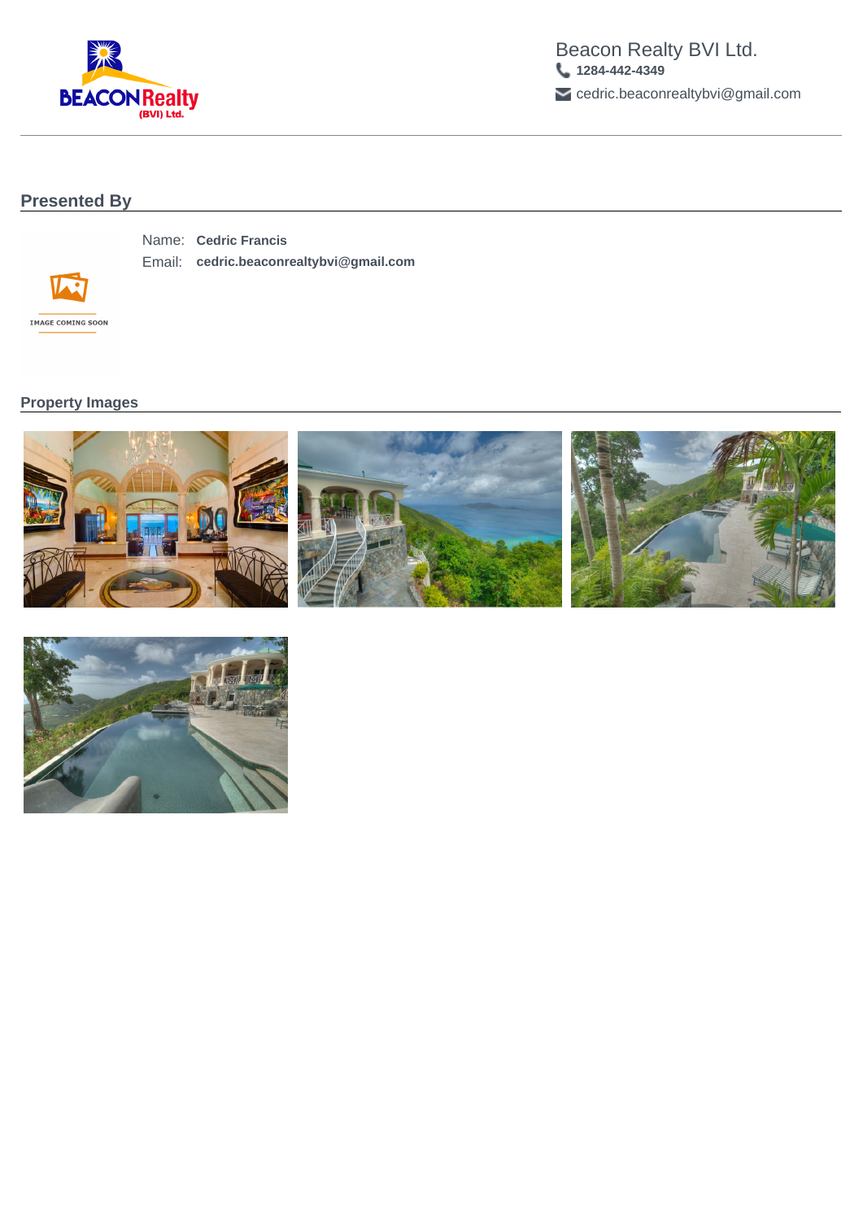Beacon Realty BVI Ltd.

**1284-442-4349**

cedric.beaconrealtybvi@gmail.com

## Presented By

Name: **Cedric Francis**

Email: **cedric.beaconrealtybvi@gmail.com**

## Property Images